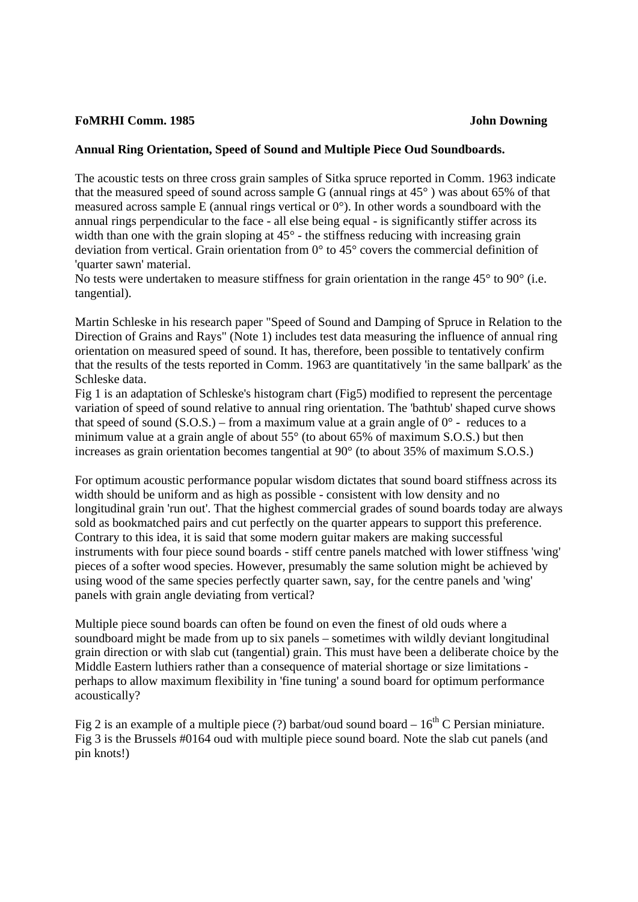**FoMRHI Comm. 1985** **John Downing**

**Annual Ring Orientation, Speed of Sound and Multiple Piece Oud Soundboards.**

The acoustic tests on three cross grain samples of Sitka spruce reported in Comm. 1963 indicate that the measured speed of sound across sample G (annual rings at 45° ) was about 65% of that measured across sample E (annual rings vertical or 0°). In other words a soundboard with the annual rings perpendicular to the face - all else being equal - is significantly stiffer across its width than one with the grain sloping at 45° - the stiffness reducing with increasing grain deviation from vertical. Grain orientation from 0° to 45° covers the commercial definition of 'quarter sawn' material.
No tests were undertaken to measure stiffness for grain orientation in the range 45° to 90° (i.e. tangential).

Martin Schleske in his research paper "Speed of Sound and Damping of Spruce in Relation to the Direction of Grains and Rays" (Note 1) includes test data measuring the influence of annual ring orientation on measured speed of sound. It has, therefore, been possible to tentatively confirm that the results of the tests reported in Comm. 1963 are quantitatively 'in the same ballpark' as the Schleske data.
Fig 1 is an adaptation of Schleske's histogram chart (Fig5) modified to represent the percentage variation of speed of sound relative to annual ring orientation. The 'bathtub' shaped curve shows that speed of sound (S.O.S.) – from a maximum value at a grain angle of 0° - reduces to a minimum value at a grain angle of about 55° (to about 65% of maximum S.O.S.) but then increases as grain orientation becomes tangential at 90° (to about 35% of maximum S.O.S.)

For optimum acoustic performance popular wisdom dictates that sound board stiffness across its width should be uniform and as high as possible - consistent with low density and no longitudinal grain 'run out'. That the highest commercial grades of sound boards today are always sold as bookmatched pairs and cut perfectly on the quarter appears to support this preference. Contrary to this idea, it is said that some modern guitar makers are making successful instruments with four piece sound boards - stiff centre panels matched with lower stiffness 'wing' pieces of a softer wood species. However, presumably the same solution might be achieved by using wood of the same species perfectly quarter sawn, say, for the centre panels and 'wing' panels with grain angle deviating from vertical?

Multiple piece sound boards can often be found on even the finest of old ouds where a soundboard might be made from up to six panels – sometimes with wildly deviant longitudinal grain direction or with slab cut (tangential) grain. This must have been a deliberate choice by the Middle Eastern luthiers rather than a consequence of material shortage or size limitations - perhaps to allow maximum flexibility in 'fine tuning' a sound board for optimum performance acoustically?

Fig 2 is an example of a multiple piece (?) barbat/oud sound board – 16th C Persian miniature.
Fig 3 is the Brussels #0164 oud with multiple piece sound board. Note the slab cut panels (and pin knots!)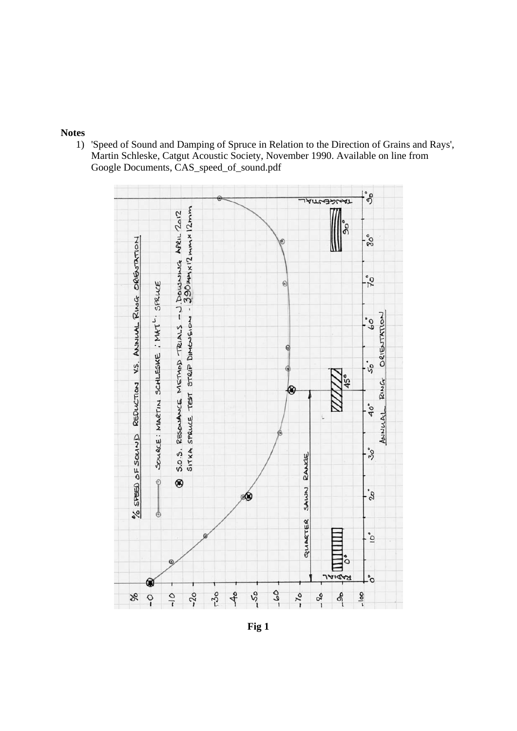**Notes**

1) 'Speed of Sound and Damping of Spruce in Relation to the Direction of Grains and Rays', Martin Schleske, Catgut Acoustic Society, November 1990. Available on line from Google Documents, CAS_speed_of_sound.pdf

**Fig 1**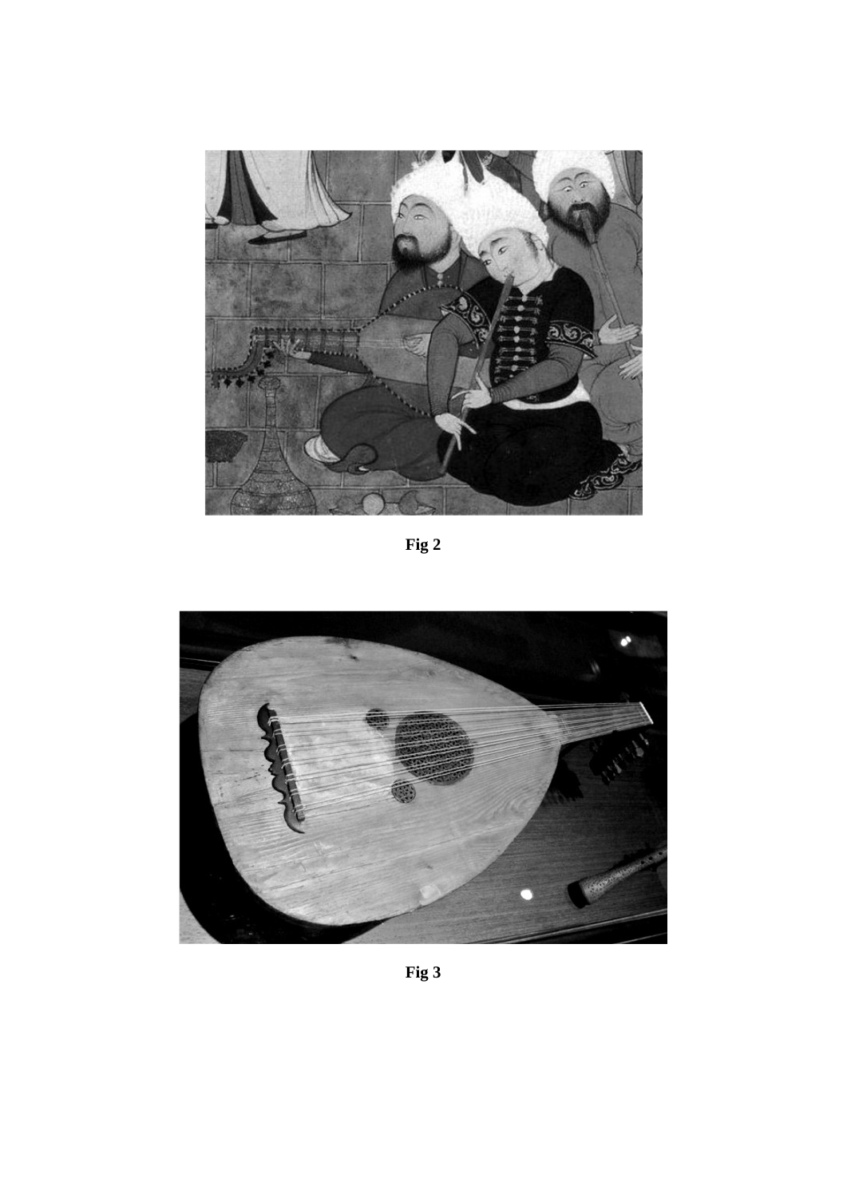**Fig 2**

**Fig 3**